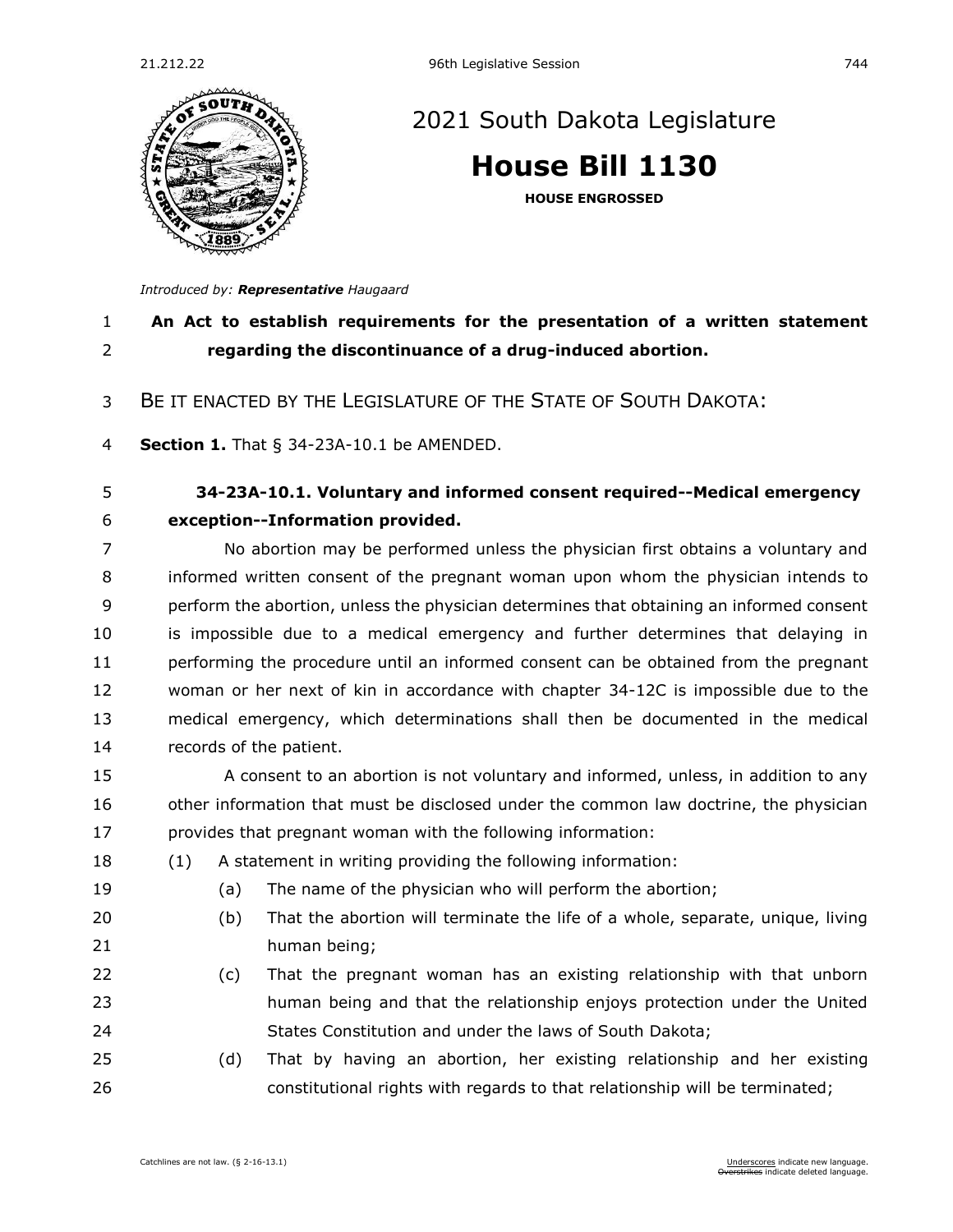# 2021 South Dakota Legislature

# House Bill 1130

**HOUSE ENGROSSED**

*Introduced by: **Representative** Haugaard*

**An Act to establish requirements for the presentation of a written statement regarding the discontinuance of a drug-induced abortion.**

BE IT ENACTED BY THE LEGISLATURE OF THE STATE OF SOUTH DAKOTA:

**Section 1.** That § 34-23A-10.1 be AMENDED.

**34-23A-10.1. Voluntary and informed consent required--Medical emergency exception--Information provided.**

No abortion may be performed unless the physician first obtains a voluntary and informed written consent of the pregnant woman upon whom the physician intends to perform the abortion, unless the physician determines that obtaining an informed consent is impossible due to a medical emergency and further determines that delaying in performing the procedure until an informed consent can be obtained from the pregnant woman or her next of kin in accordance with chapter 34-12C is impossible due to the medical emergency, which determinations shall then be documented in the medical records of the patient.

A consent to an abortion is not voluntary and informed, unless, in addition to any other information that must be disclosed under the common law doctrine, the physician provides that pregnant woman with the following information:

(1) A statement in writing providing the following information:

(a) The name of the physician who will perform the abortion;

(b) That the abortion will terminate the life of a whole, separate, unique, living human being;

(c) That the pregnant woman has an existing relationship with that unborn human being and that the relationship enjoys protection under the United States Constitution and under the laws of South Dakota;

(d) That by having an abortion, her existing relationship and her existing constitutional rights with regards to that relationship will be terminated;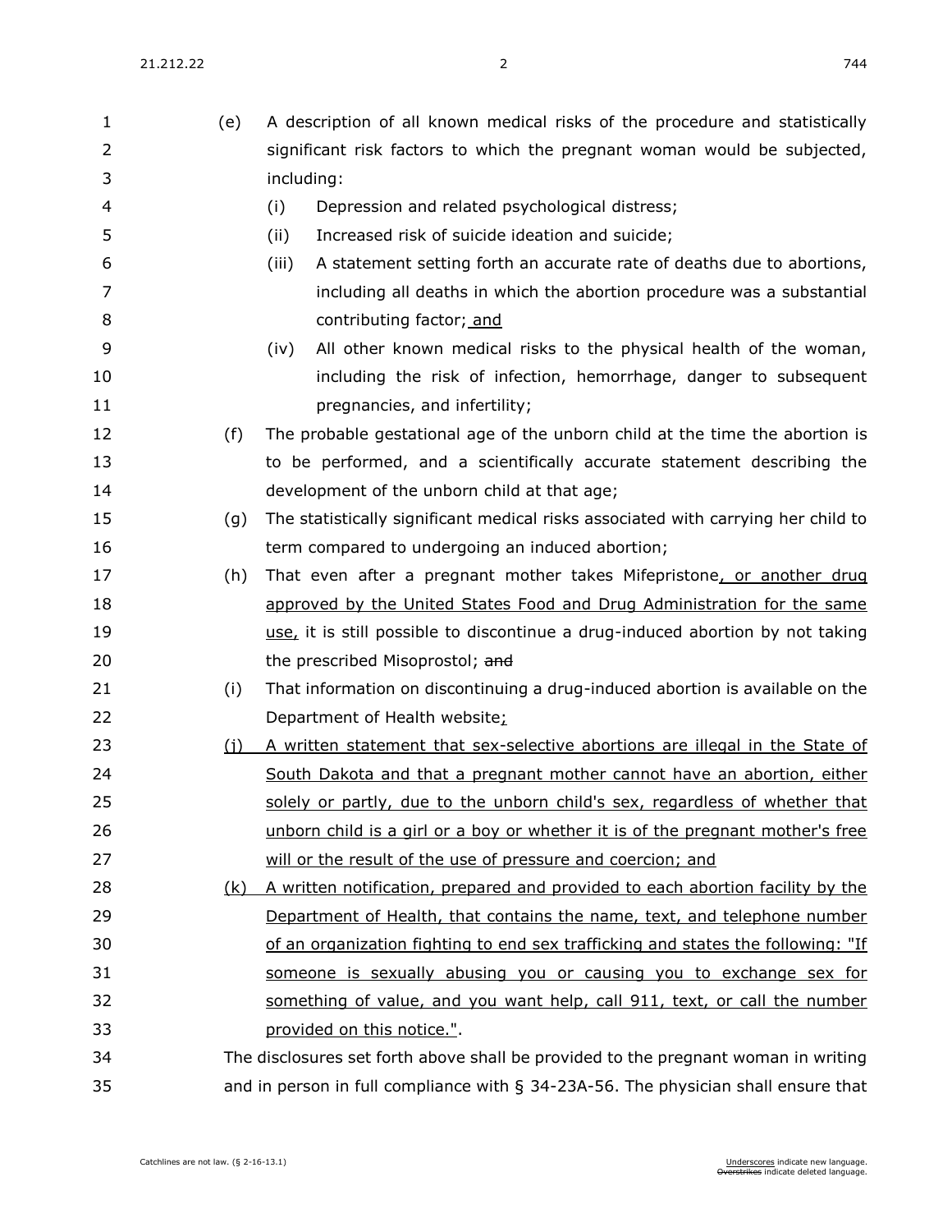(e) A description of all known medical risks of the procedure and statistically significant risk factors to which the pregnant woman would be subjected, including:

(i) Depression and related psychological distress;

(ii) Increased risk of suicide ideation and suicide;

(iii) A statement setting forth an accurate rate of deaths due to abortions, including all deaths in which the abortion procedure was a substantial contributing factor; and

(iv) All other known medical risks to the physical health of the woman, including the risk of infection, hemorrhage, danger to subsequent pregnancies, and infertility;

(f) The probable gestational age of the unborn child at the time the abortion is to be performed, and a scientifically accurate statement describing the development of the unborn child at that age;

(g) The statistically significant medical risks associated with carrying her child to term compared to undergoing an induced abortion;

(h) That even after a pregnant mother takes Mifepristone, or another drug approved by the United States Food and Drug Administration for the same use, it is still possible to discontinue a drug-induced abortion by not taking the prescribed Misoprostol; ~~and~~

(i) That information on discontinuing a drug-induced abortion is available on the Department of Health website;

(j) A written statement that sex-selective abortions are illegal in the State of South Dakota and that a pregnant mother cannot have an abortion, either solely or partly, due to the unborn child's sex, regardless of whether that unborn child is a girl or a boy or whether it is of the pregnant mother's free will or the result of the use of pressure and coercion; and

(k) A written notification, prepared and provided to each abortion facility by the Department of Health, that contains the name, text, and telephone number of an organization fighting to end sex trafficking and states the following: "If someone is sexually abusing you or causing you to exchange sex for something of value, and you want help, call 911, text, or call the number provided on this notice.".

The disclosures set forth above shall be provided to the pregnant woman in writing and in person in full compliance with § 34-23A-56. The physician shall ensure that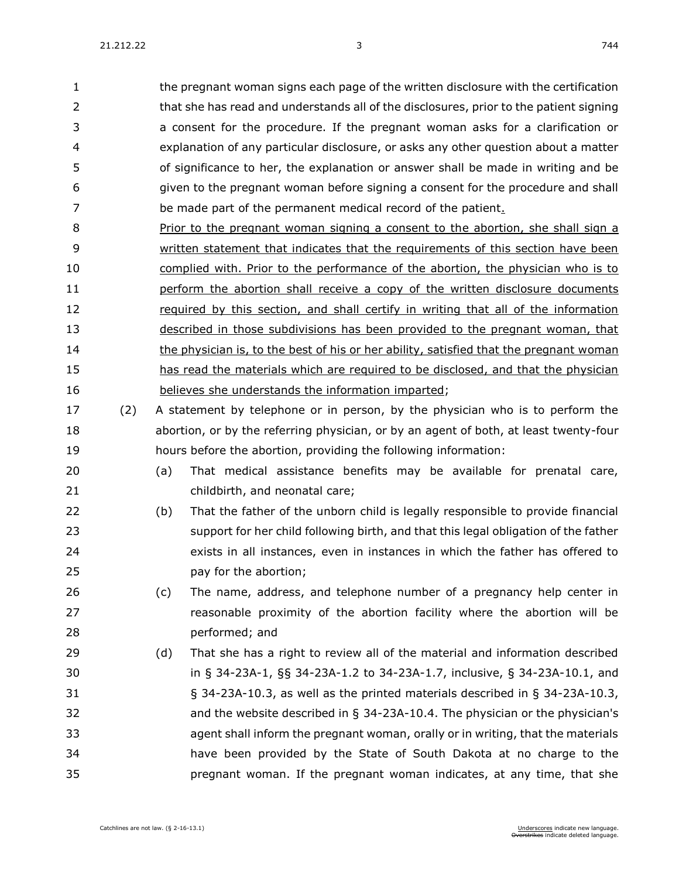the pregnant woman signs each page of the written disclosure with the certification that she has read and understands all of the disclosures, prior to the patient signing a consent for the procedure. If the pregnant woman asks for a clarification or explanation of any particular disclosure, or asks any other question about a matter of significance to her, the explanation or answer shall be made in writing and be given to the pregnant woman before signing a consent for the procedure and shall be made part of the permanent medical record of the patient<u>.</u>

<u>Prior to the pregnant woman signing a consent to the abortion, she shall sign a written statement that indicates that the requirements of this section have been complied with. Prior to the performance of the abortion, the physician who is to perform the abortion shall receive a copy of the written disclosure documents required by this section, and shall certify in writing that all of the information described in those subdivisions has been provided to the pregnant woman, that the physician is, to the best of his or her ability, satisfied that the pregnant woman has read the materials which are required to be disclosed, and that the physician believes she understands the information imparted</u>;

(2) A statement by telephone or in person, by the physician who is to perform the abortion, or by the referring physician, or by an agent of both, at least twenty-four hours before the abortion, providing the following information:

(a) That medical assistance benefits may be available for prenatal care, childbirth, and neonatal care;

(b) That the father of the unborn child is legally responsible to provide financial support for her child following birth, and that this legal obligation of the father exists in all instances, even in instances in which the father has offered to pay for the abortion;

(c) The name, address, and telephone number of a pregnancy help center in reasonable proximity of the abortion facility where the abortion will be performed; and

(d) That she has a right to review all of the material and information described in § 34-23A-1, §§ 34-23A-1.2 to 34-23A-1.7, inclusive, § 34-23A-10.1, and § 34-23A-10.3, as well as the printed materials described in § 34-23A-10.3, and the website described in § 34-23A-10.4. The physician or the physician's agent shall inform the pregnant woman, orally or in writing, that the materials have been provided by the State of South Dakota at no charge to the pregnant woman. If the pregnant woman indicates, at any time, that she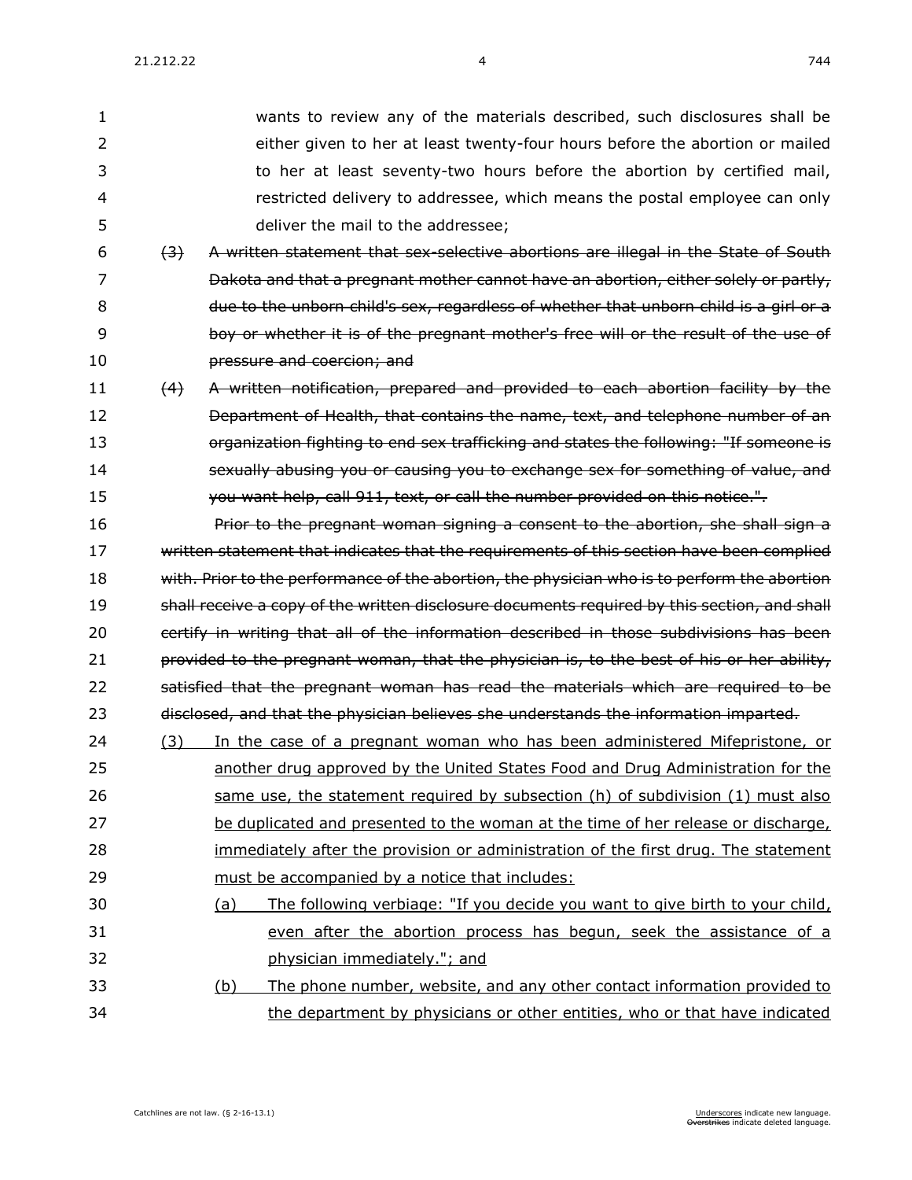wants to review any of the materials described, such disclosures shall be either given to her at least twenty-four hours before the abortion or mailed to her at least seventy-two hours before the abortion by certified mail, restricted delivery to addressee, which means the postal employee can only deliver the mail to the addressee;

~~(3) A written statement that sex-selective abortions are illegal in the State of South Dakota and that a pregnant mother cannot have an abortion, either solely or partly, due to the unborn child's sex, regardless of whether that unborn child is a girl or a boy or whether it is of the pregnant mother's free will or the result of the use of pressure and coercion; and~~

~~(4) A written notification, prepared and provided to each abortion facility by the Department of Health, that contains the name, text, and telephone number of an organization fighting to end sex trafficking and states the following: "If someone is sexually abusing you or causing you to exchange sex for something of value, and you want help, call 911, text, or call the number provided on this notice.".~~

~~Prior to the pregnant woman signing a consent to the abortion, she shall sign a written statement that indicates that the requirements of this section have been complied with. Prior to the performance of the abortion, the physician who is to perform the abortion shall receive a copy of the written disclosure documents required by this section, and shall certify in writing that all of the information described in those subdivisions has been provided to the pregnant woman, that the physician is, to the best of his or her ability, satisfied that the pregnant woman has read the materials which are required to be disclosed, and that the physician believes she understands the information imparted.~~

<u>(3) In the case of a pregnant woman who has been administered Mifepristone, or another drug approved by the United States Food and Drug Administration for the same use, the statement required by subsection (h) of subdivision (1) must also be duplicated and presented to the woman at the time of her release or discharge, immediately after the provision or administration of the first drug. The statement must be accompanied by a notice that includes:</u>

<u>(a) The following verbiage: "If you decide you want to give birth to your child, even after the abortion process has begun, seek the assistance of a physician immediately."; and</u>

<u>(b) The phone number, website, and any other contact information provided to the department by physicians or other entities, who or that have indicated</u>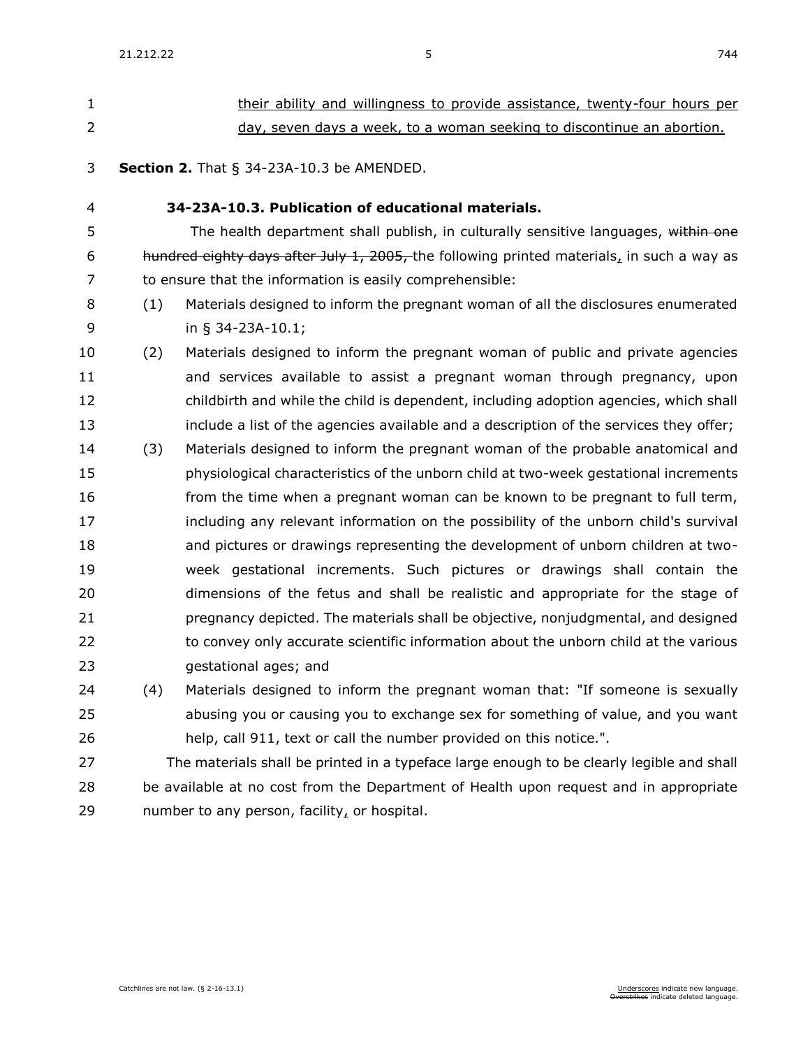their ability and willingness to provide assistance, twenty-four hours per day, seven days a week, to a woman seeking to discontinue an abortion.

**Section 2.** That § 34-23A-10.3 be AMENDED.

**34-23A-10.3. Publication of educational materials.**

The health department shall publish, in culturally sensitive languages, ~~within one hundred eighty days after July 1, 2005,~~ the following printed materials, in such a way as to ensure that the information is easily comprehensible:

(1) Materials designed to inform the pregnant woman of all the disclosures enumerated in § 34-23A-10.1;

(2) Materials designed to inform the pregnant woman of public and private agencies and services available to assist a pregnant woman through pregnancy, upon childbirth and while the child is dependent, including adoption agencies, which shall include a list of the agencies available and a description of the services they offer;

(3) Materials designed to inform the pregnant woman of the probable anatomical and physiological characteristics of the unborn child at two-week gestational increments from the time when a pregnant woman can be known to be pregnant to full term, including any relevant information on the possibility of the unborn child's survival and pictures or drawings representing the development of unborn children at two-week gestational increments. Such pictures or drawings shall contain the dimensions of the fetus and shall be realistic and appropriate for the stage of pregnancy depicted. The materials shall be objective, nonjudgmental, and designed to convey only accurate scientific information about the unborn child at the various gestational ages; and

(4) Materials designed to inform the pregnant woman that: "If someone is sexually abusing you or causing you to exchange sex for something of value, and you want help, call 911, text or call the number provided on this notice.".

The materials shall be printed in a typeface large enough to be clearly legible and shall be available at no cost from the Department of Health upon request and in appropriate number to any person, facility, or hospital.